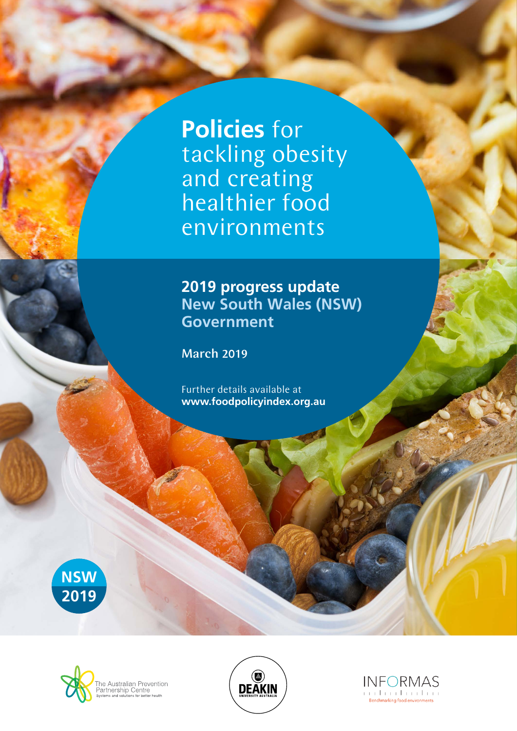# **Policies** for tackling obesity and creating healthier food environments

## 2019 progress update
## New South Wales (NSW) Government

**March 2019**

Further details available at
**www.foodpolicyindex.org.au**

**NSW 2019**

The Australian Prevention Partnership Centre
Systems and solutions for better health

DEAKIN UNIVERSITY AUSTRALIA

INFORMAS
Benchmarking food environments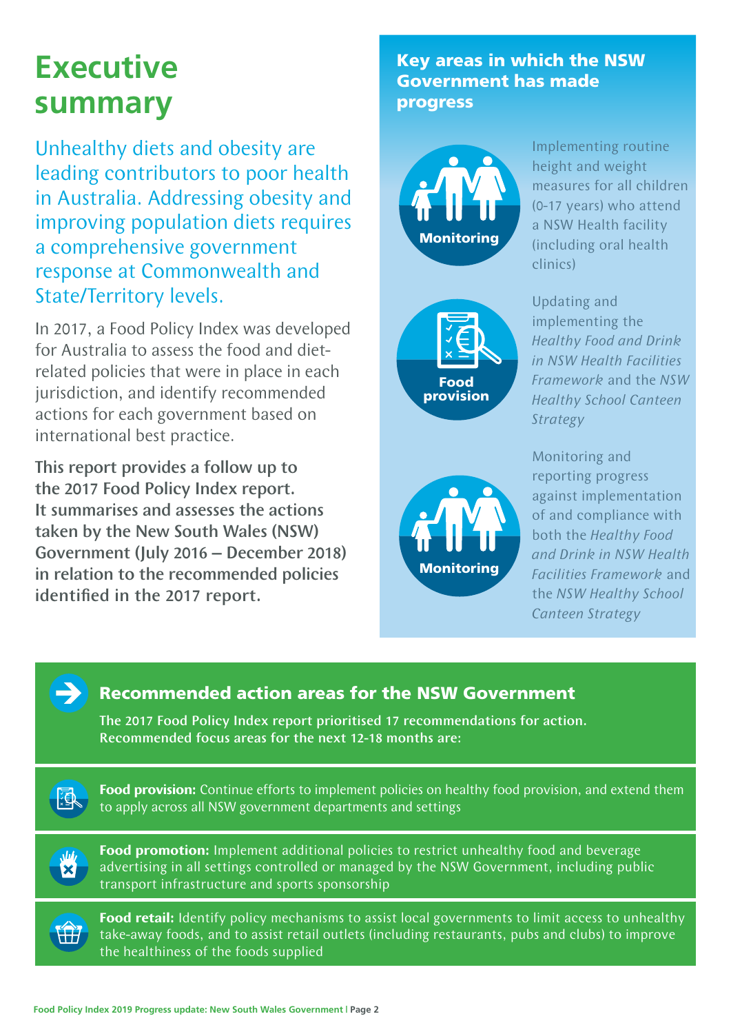# Executive summary

Unhealthy diets and obesity are leading contributors to poor health in Australia. Addressing obesity and improving population diets requires a comprehensive government response at Commonwealth and State/Territory levels.

In 2017, a Food Policy Index was developed for Australia to assess the food and diet-related policies that were in place in each jurisdiction, and identify recommended actions for each government based on international best practice.

**This report provides a follow up to the 2017 Food Policy Index report. It summarises and assesses the actions taken by the New South Wales (NSW) Government (July 2016 – December 2018) in relation to the recommended policies identified in the 2017 report.**

## Key areas in which the NSW Government has made progress

**Monitoring**

Implementing routine height and weight measures for all children (0-17 years) who attend a NSW Health facility (including oral health clinics)

**Food provision**

Updating and implementing the *Healthy Food and Drink in NSW Health Facilities Framework* and the *NSW Healthy School Canteen Strategy*

**Monitoring**

Monitoring and reporting progress against implementation of and compliance with both the *Healthy Food and Drink in NSW Health Facilities Framework* and the *NSW Healthy School Canteen Strategy*

## Recommended action areas for the NSW Government

**The 2017 Food Policy Index report prioritised 17 recommendations for action. Recommended focus areas for the next 12-18 months are:**

**Food provision:** Continue efforts to implement policies on healthy food provision, and extend them to apply across all NSW government departments and settings

**Food promotion:** Implement additional policies to restrict unhealthy food and beverage advertising in all settings controlled or managed by the NSW Government, including public transport infrastructure and sports sponsorship

**Food retail:** Identify policy mechanisms to assist local governments to limit access to unhealthy take-away foods, and to assist retail outlets (including restaurants, pubs and clubs) to improve the healthiness of the foods supplied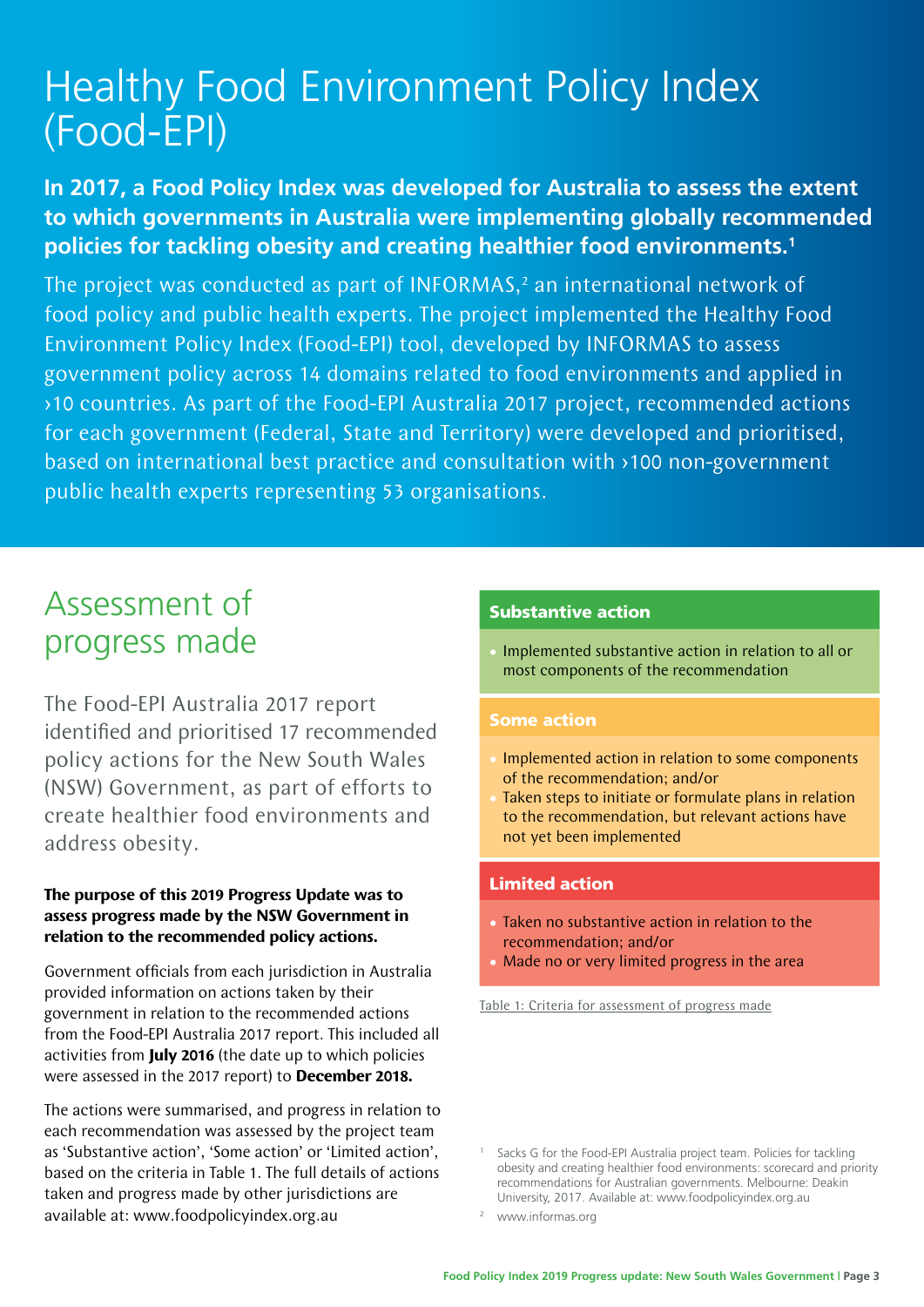# Healthy Food Environment Policy Index (Food-EPI)

**In 2017, a Food Policy Index was developed for Australia to assess the extent to which governments in Australia were implementing globally recommended policies for tackling obesity and creating healthier food environments.[1]**

The project was conducted as part of INFORMAS,[2] an international network of food policy and public health experts. The project implemented the Healthy Food Environment Policy Index (Food-EPI) tool, developed by INFORMAS to assess government policy across 14 domains related to food environments and applied in ›10 countries. As part of the Food-EPI Australia 2017 project, recommended actions for each government (Federal, State and Territory) were developed and prioritised, based on international best practice and consultation with ›100 non-government public health experts representing 53 organisations.

## Assessment of progress made

The Food-EPI Australia 2017 report identified and prioritised 17 recommended policy actions for the New South Wales (NSW) Government, as part of efforts to create healthier food environments and address obesity.

**The purpose of this 2019 Progress Update was to assess progress made by the NSW Government in relation to the recommended policy actions.**

Government officials from each jurisdiction in Australia provided information on actions taken by their government in relation to the recommended actions from the Food-EPI Australia 2017 report. This included all activities from **July 2016** (the date up to which policies were assessed in the 2017 report) to **December 2018.**

The actions were summarised, and progress in relation to each recommendation was assessed by the project team as 'Substantive action', 'Some action' or 'Limited action', based on the criteria in Table 1. The full details of actions taken and progress made by other jurisdictions are available at: www.foodpolicyindex.org.au

| Rating | Criteria |
|---|---|
| **Substantive action** | • Implemented substantive action in relation to all or most components of the recommendation |
| **Some action** | • Implemented action in relation to some components of the recommendation; and/or<br>• Taken steps to initiate or formulate plans in relation to the recommendation, but relevant actions have not yet been implemented |
| **Limited action** | • Taken no substantive action in relation to the recommendation; and/or<br>• Made no or very limited progress in the area |

Table 1: Criteria for assessment of progress made

[1] Sacks G for the Food-EPI Australia project team. Policies for tackling obesity and creating healthier food environments: scorecard and priority recommendations for Australian governments. Melbourne: Deakin University, 2017. Available at: www.foodpolicyindex.org.au

[2] www.informas.org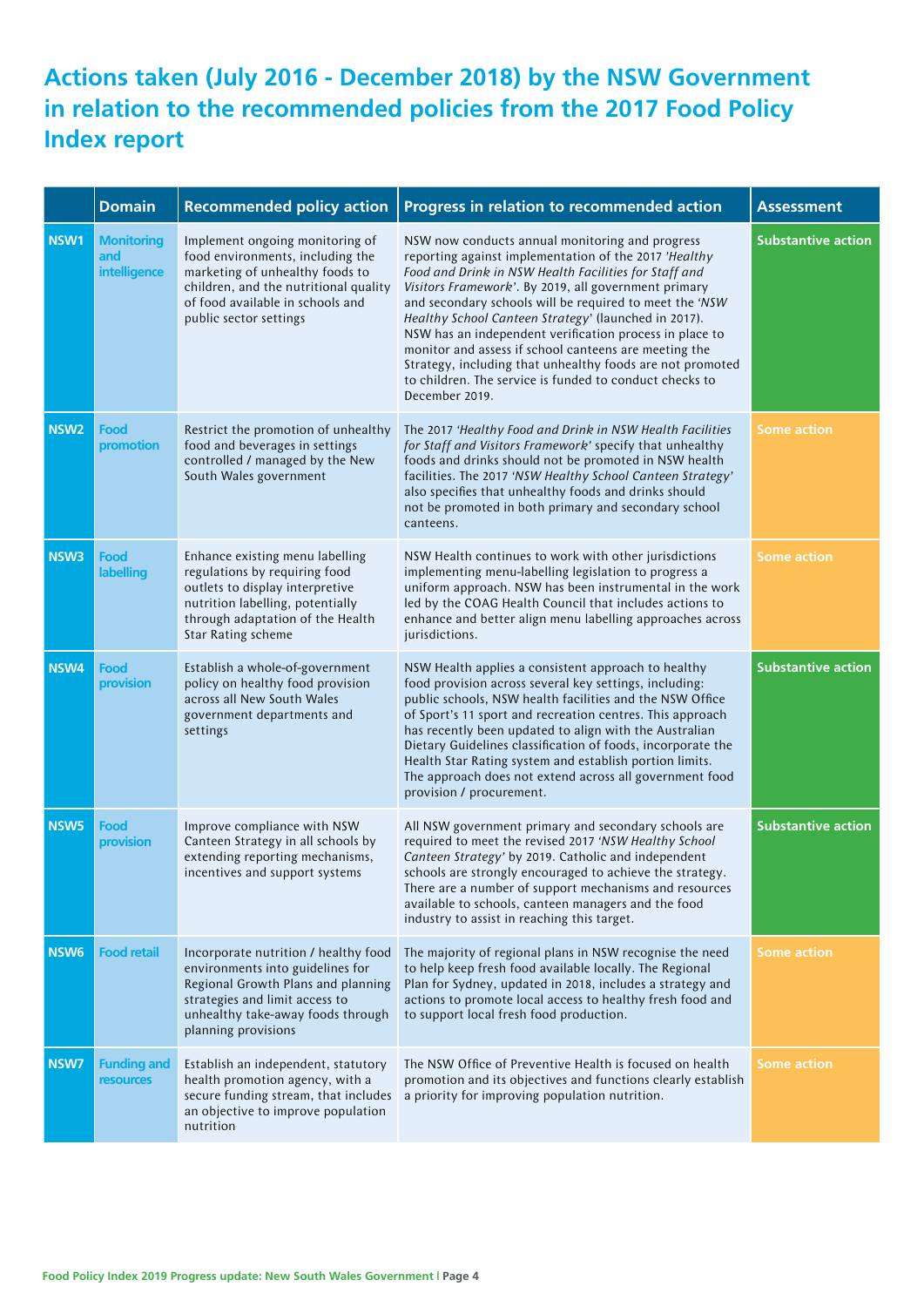# Actions taken (July 2016 - December 2018) by the NSW Government in relation to the recommended policies from the 2017 Food Policy Index report

| | Domain | Recommended policy action | Progress in relation to recommended action | Assessment |
|---|---|---|---|---|
| NSW1 | Monitoring and intelligence | Implement ongoing monitoring of food environments, including the marketing of unhealthy foods to children, and the nutritional quality of food available in schools and public sector settings | NSW now conducts annual monitoring and progress reporting against implementation of the 2017 *'Healthy Food and Drink in NSW Health Facilities for Staff and Visitors Framework'*. By 2019, all government primary and secondary schools will be required to meet the *'NSW Healthy School Canteen Strategy'* (launched in 2017). NSW has an independent verification process in place to monitor and assess if school canteens are meeting the Strategy, including that unhealthy foods are not promoted to children. The service is funded to conduct checks to December 2019. | Substantive action |
| NSW2 | Food promotion | Restrict the promotion of unhealthy food and beverages in settings controlled / managed by the New South Wales government | The 2017 *'Healthy Food and Drink in NSW Health Facilities for Staff and Visitors Framework'* specify that unhealthy foods and drinks should not be promoted in NSW health facilities. The 2017 *'NSW Healthy School Canteen Strategy'* also specifies that unhealthy foods and drinks should not be promoted in both primary and secondary school canteens. | Some action |
| NSW3 | Food labelling | Enhance existing menu labelling regulations by requiring food outlets to display interpretive nutrition labelling, potentially through adaptation of the Health Star Rating scheme | NSW Health continues to work with other jurisdictions implementing menu-labelling legislation to progress a uniform approach. NSW has been instrumental in the work led by the COAG Health Council that includes actions to enhance and better align menu labelling approaches across jurisdictions. | Some action |
| NSW4 | Food provision | Establish a whole-of-government policy on healthy food provision across all New South Wales government departments and settings | NSW Health applies a consistent approach to healthy food provision across several key settings, including: public schools, NSW health facilities and the NSW Office of Sport's 11 sport and recreation centres. This approach has recently been updated to align with the Australian Dietary Guidelines classification of foods, incorporate the Health Star Rating system and establish portion limits. The approach does not extend across all government food provision / procurement. | Substantive action |
| NSW5 | Food provision | Improve compliance with NSW Canteen Strategy in all schools by extending reporting mechanisms, incentives and support systems | All NSW government primary and secondary schools are required to meet the revised 2017 *'NSW Healthy School Canteen Strategy'* by 2019. Catholic and independent schools are strongly encouraged to achieve the strategy. There are a number of support mechanisms and resources available to schools, canteen managers and the food industry to assist in reaching this target. | Substantive action |
| NSW6 | Food retail | Incorporate nutrition / healthy food environments into guidelines for Regional Growth Plans and planning strategies and limit access to unhealthy take-away foods through planning provisions | The majority of regional plans in NSW recognise the need to help keep fresh food available locally. The Regional Plan for Sydney, updated in 2018, includes a strategy and actions to promote local access to healthy fresh food and to support local fresh food production. | Some action |
| NSW7 | Funding and resources | Establish an independent, statutory health promotion agency, with a secure funding stream, that includes an objective to improve population nutrition | The NSW Office of Preventive Health is focused on health promotion and its objectives and functions clearly establish a priority for improving population nutrition. | Some action |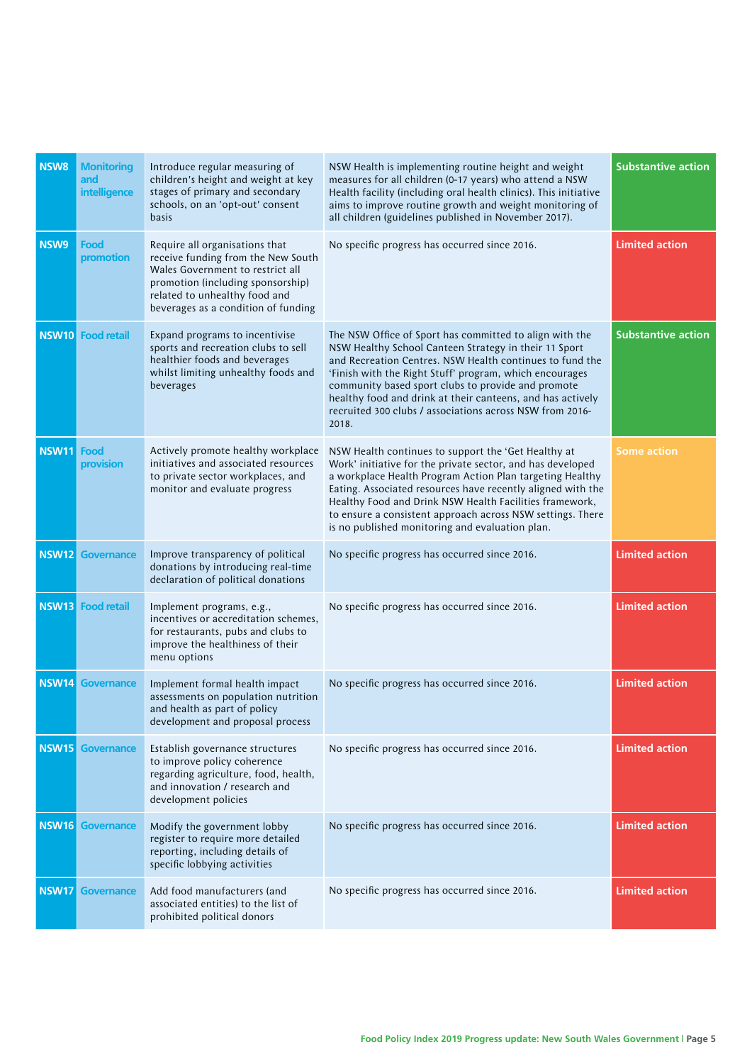| | | | | |
|---|---|---|---|---|
| NSW8 | Monitoring and intelligence | Introduce regular measuring of children's height and weight at key stages of primary and secondary schools, on an 'opt-out' consent basis | NSW Health is implementing routine height and weight measures for all children (0-17 years) who attend a NSW Health facility (including oral health clinics). This initiative aims to improve routine growth and weight monitoring of all children (guidelines published in November 2017). | Substantive action |
| NSW9 | Food promotion | Require all organisations that receive funding from the New South Wales Government to restrict all promotion (including sponsorship) related to unhealthy food and beverages as a condition of funding | No specific progress has occurred since 2016. | Limited action |
| NSW10 | Food retail | Expand programs to incentivise sports and recreation clubs to sell healthier foods and beverages whilst limiting unhealthy foods and beverages | The NSW Office of Sport has committed to align with the NSW Healthy School Canteen Strategy in their 11 Sport and Recreation Centres. NSW Health continues to fund the 'Finish with the Right Stuff' program, which encourages community based sport clubs to provide and promote healthy food and drink at their canteens, and has actively recruited 300 clubs / associations across NSW from 2016-2018. | Substantive action |
| NSW11 | Food provision | Actively promote healthy workplace initiatives and associated resources to private sector workplaces, and monitor and evaluate progress | NSW Health continues to support the 'Get Healthy at Work' initiative for the private sector, and has developed a workplace Health Program Action Plan targeting Healthy Eating. Associated resources have recently aligned with the Healthy Food and Drink NSW Health Facilities framework, to ensure a consistent approach across NSW settings. There is no published monitoring and evaluation plan. | Some action |
| NSW12 | Governance | Improve transparency of political donations by introducing real-time declaration of political donations | No specific progress has occurred since 2016. | Limited action |
| NSW13 | Food retail | Implement programs, e.g., incentives or accreditation schemes, for restaurants, pubs and clubs to improve the healthiness of their menu options | No specific progress has occurred since 2016. | Limited action |
| NSW14 | Governance | Implement formal health impact assessments on population nutrition and health as part of policy development and proposal process | No specific progress has occurred since 2016. | Limited action |
| NSW15 | Governance | Establish governance structures to improve policy coherence regarding agriculture, food, health, and innovation / research and development policies | No specific progress has occurred since 2016. | Limited action |
| NSW16 | Governance | Modify the government lobby register to require more detailed reporting, including details of specific lobbying activities | No specific progress has occurred since 2016. | Limited action |
| NSW17 | Governance | Add food manufacturers (and associated entities) to the list of prohibited political donors | No specific progress has occurred since 2016. | Limited action |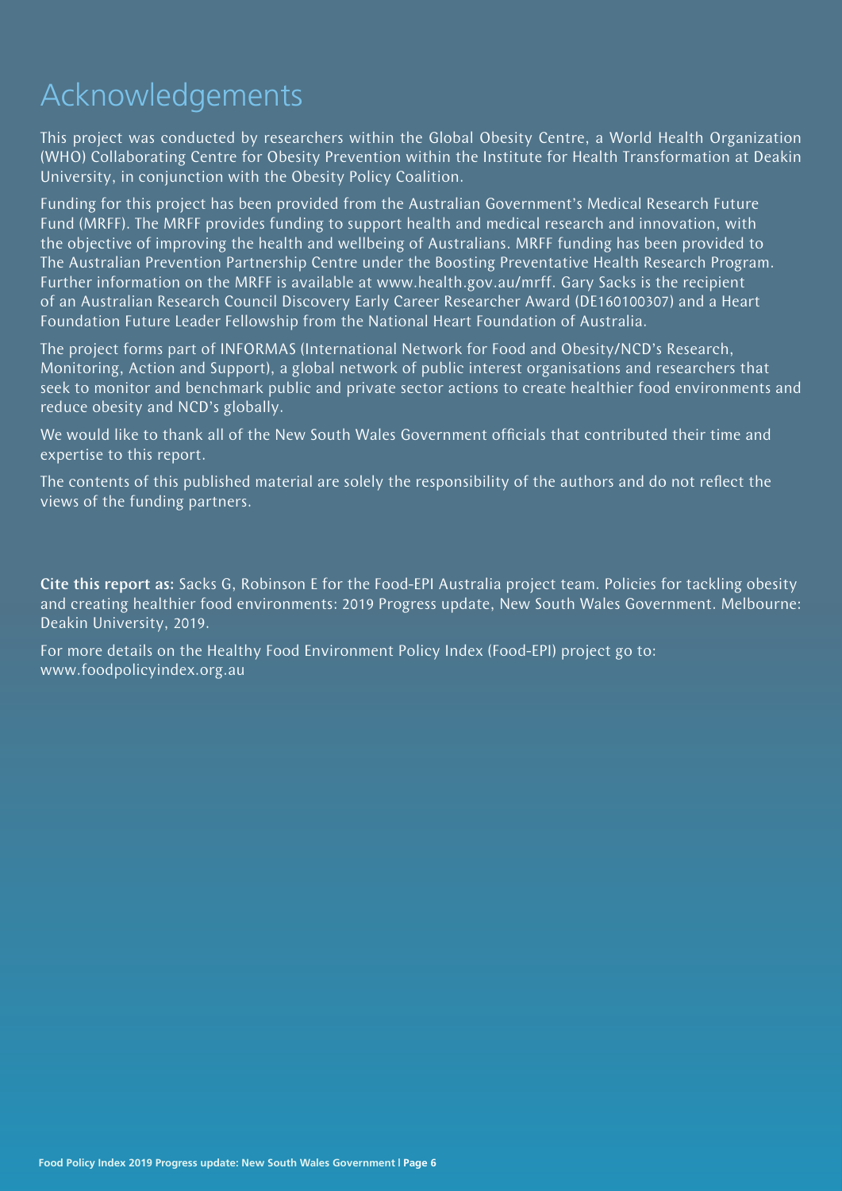# Acknowledgements

This project was conducted by researchers within the Global Obesity Centre, a World Health Organization (WHO) Collaborating Centre for Obesity Prevention within the Institute for Health Transformation at Deakin University, in conjunction with the Obesity Policy Coalition.

Funding for this project has been provided from the Australian Government's Medical Research Future Fund (MRFF). The MRFF provides funding to support health and medical research and innovation, with the objective of improving the health and wellbeing of Australians. MRFF funding has been provided to The Australian Prevention Partnership Centre under the Boosting Preventative Health Research Program. Further information on the MRFF is available at www.health.gov.au/mrff. Gary Sacks is the recipient of an Australian Research Council Discovery Early Career Researcher Award (DE160100307) and a Heart Foundation Future Leader Fellowship from the National Heart Foundation of Australia.

The project forms part of INFORMAS (International Network for Food and Obesity/NCD's Research, Monitoring, Action and Support), a global network of public interest organisations and researchers that seek to monitor and benchmark public and private sector actions to create healthier food environments and reduce obesity and NCD's globally.

We would like to thank all of the New South Wales Government officials that contributed their time and expertise to this report.

The contents of this published material are solely the responsibility of the authors and do not reflect the views of the funding partners.

**Cite this report as:** Sacks G, Robinson E for the Food-EPI Australia project team. Policies for tackling obesity and creating healthier food environments: 2019 Progress update, New South Wales Government. Melbourne: Deakin University, 2019.

For more details on the Healthy Food Environment Policy Index (Food-EPI) project go to: www.foodpolicyindex.org.au